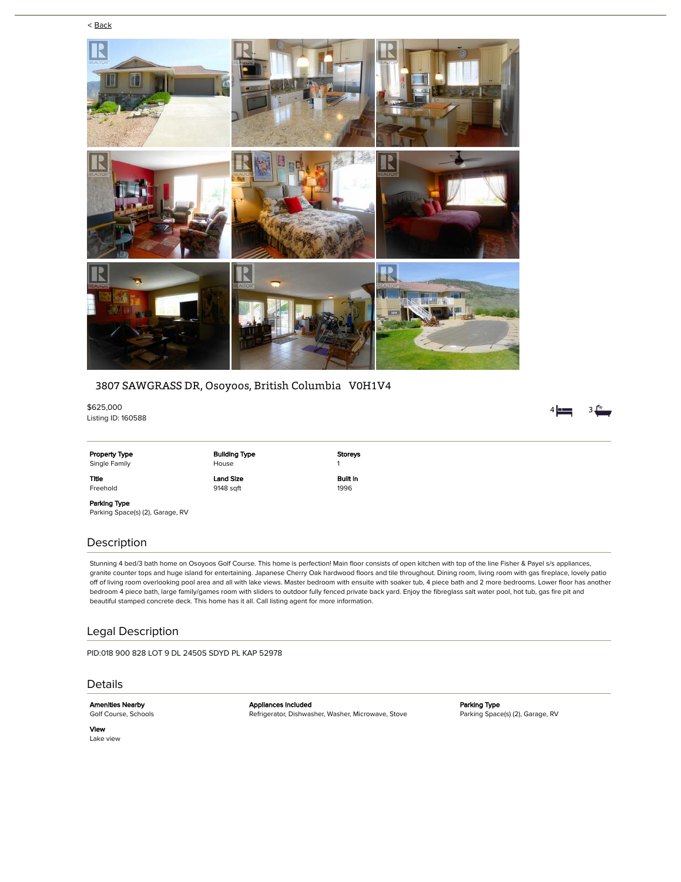< Back

# 3807 SAWGRASS DR, Osoyoos, British Columbia V0H1V4

$625,000
Listing ID: 160588

4 bedrooms | 3 bathrooms

| Property Type | Building Type | Storeys |
|---|---|---|
| Single Family | House | 1 |
| **Title** | **Land Size** | **Built in** |
| Freehold | 9148 sqft | 1996 |
| **Parking Type** | | |
| Parking Space(s) (2), Garage, RV | | |

## Description

Stunning 4 bed/3 bath home on Osoyoos Golf Course. This home is perfection! Main floor consists of open kitchen with top of the line Fisher & Payel s/s appliances, granite counter tops and huge island for entertaining. Japanese Cherry Oak hardwood floors and tile throughout. Dining room, living room with gas fireplace, lovely patio off of living room overlooking pool area and all with lake views. Master bedroom with ensuite with soaker tub, 4 piece bath and 2 more bedrooms. Lower floor has another bedroom 4 piece bath, large family/games room with sliders to outdoor fully fenced private back yard. Enjoy the fibreglass salt water pool, hot tub, gas fire pit and beautiful stamped concrete deck. This home has it all. Call listing agent for more information.

## Legal Description

PID:018 900 828 LOT 9 DL 2450S SDYD PL KAP 52978

## Details

| Amenities Nearby | Appliances Included | Parking Type |
|---|---|---|
| Golf Course, Schools | Refrigerator, Dishwasher, Washer, Microwave, Stove | Parking Space(s) (2), Garage, RV |
| **View** | | |
| Lake view | | |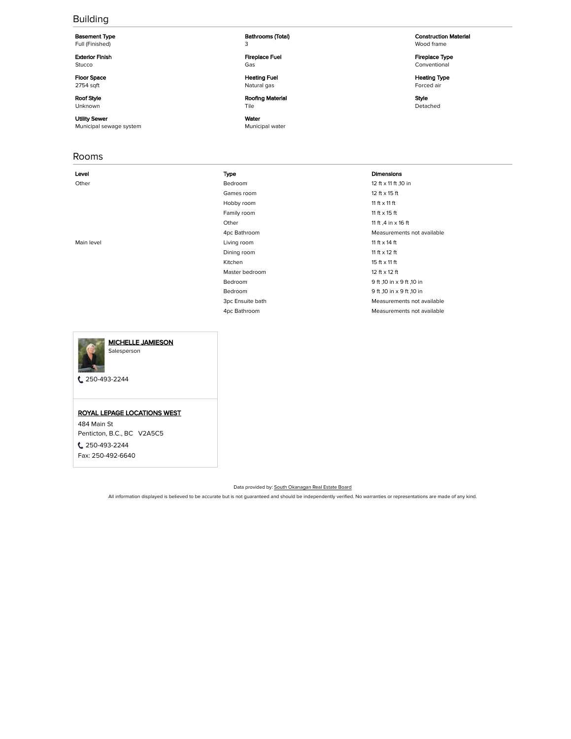## Building

**Basement Type**
Full (Finished)

**Bathrooms (Total)**
3

**Construction Material**
Wood frame

**Exterior Finish**
Stucco

**Fireplace Fuel**
Gas

**Fireplace Type**
Conventional

**Floor Space**
2754 sqft

**Heating Fuel**
Natural gas

**Heating Type**
Forced air

**Roof Style**
Unknown

**Roofing Material**
Tile

**Style**
Detached

**Utility Sewer**
Municipal sewage system

**Water**
Municipal water

## Rooms

| Level | Type | Dimensions |
|---|---|---|
| Other | Bedroom | 12 ft x 11 ft ,10 in |
| | Games room | 12 ft x 15 ft |
| | Hobby room | 11 ft x 11 ft |
| | Family room | 11 ft x 15 ft |
| | Other | 11 ft ,4 in x 16 ft |
| | 4pc Bathroom | Measurements not available |
| Main level | Living room | 11 ft x 14 ft |
| | Dining room | 11 ft x 12 ft |
| | Kitchen | 15 ft x 11 ft |
| | Master bedroom | 12 ft x 12 ft |
| | Bedroom | 9 ft ,10 in x 9 ft ,10 in |
| | Bedroom | 9 ft ,10 in x 9 ft ,10 in |
| | 3pc Ensuite bath | Measurements not available |
| | 4pc Bathroom | Measurements not available |

**MICHELLE JAMIESON**
Salesperson
250-493-2244

**ROYAL LEPAGE LOCATIONS WEST**
484 Main St
Penticton, B.C., BC V2A5C5
250-493-2244
Fax: 250-492-6640

Data provided by: South Okanagan Real Estate Board

All information displayed is believed to be accurate but is not guaranteed and should be independently verified. No warranties or representations are made of any kind.